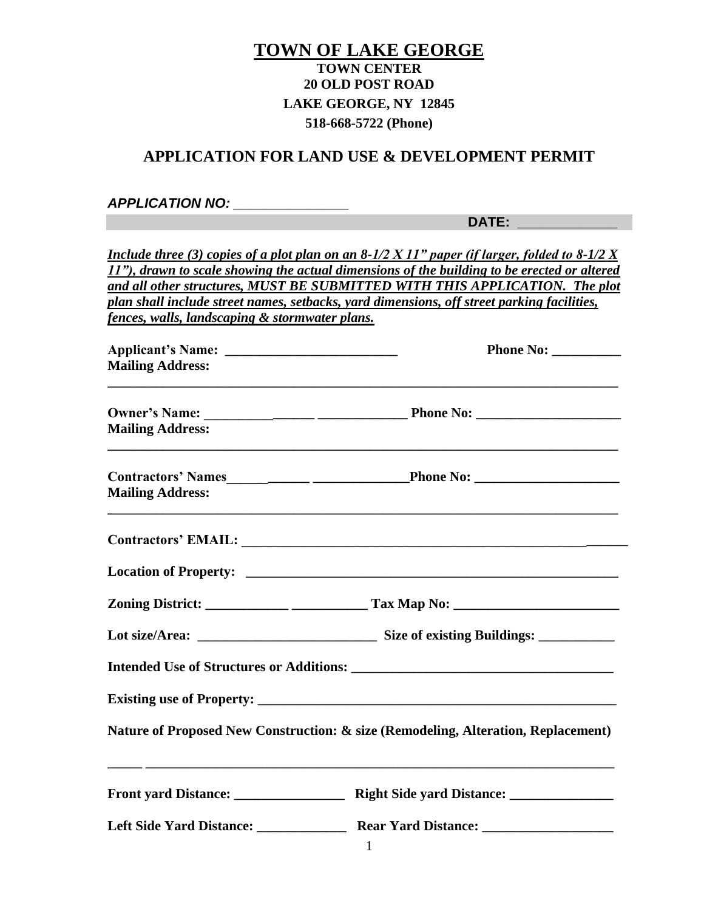# TOWN OF LAKE GEORGE

**TOWN CENTER**
**20 OLD POST ROAD**
**LAKE GEORGE, NY 12845**
**518-668-5722 (Phone)**

## APPLICATION FOR LAND USE & DEVELOPMENT PERMIT

***APPLICATION NO:*** _______________

**DATE:** _____________

***Include three (3) copies of a plot plan on an 8-1/2 X 11" paper (if larger, folded to 8-1/2 X 11"), drawn to scale showing the actual dimensions of the building to be erected or altered and all other structures, MUST BE SUBMITTED WITH THIS APPLICATION. The plot plan shall include street names, setbacks, yard dimensions, off street parking facilities, fences, walls, landscaping & stormwater plans.***

**Applicant's Name:** _________________________ **Phone No:** __________
**Mailing Address:**
_____________________________________________________________________________

**Owner's Name:** __________ ______ _____________ **Phone No:** _____________________
**Mailing Address:**
_____________________________________________________________________________

**Contractors' Names** ______ ______ ______________ **Phone No:** _____________________
**Mailing Address:**
_____________________________________________________________________________

**Contractors' EMAIL:** _____________________________________________________________

**Location of Property:** ________________________________________________________

**Zoning District:** ____________ ___________ **Tax Map No:** ________________________

**Lot size/Area:** __________________________ **Size of existing Buildings:** ___________

**Intended Use of Structures or Additions:** _____________________________________

**Existing use of Property:** _____________________________________________________

**Nature of Proposed New Construction: & size (Remodeling, Alteration, Replacement)**

_____ _______________________________________________________________________

**Front yard Distance:** ________________ **Right Side yard Distance:** _______________

**Left Side Yard Distance:** _____________ **Rear Yard Distance:** ___________________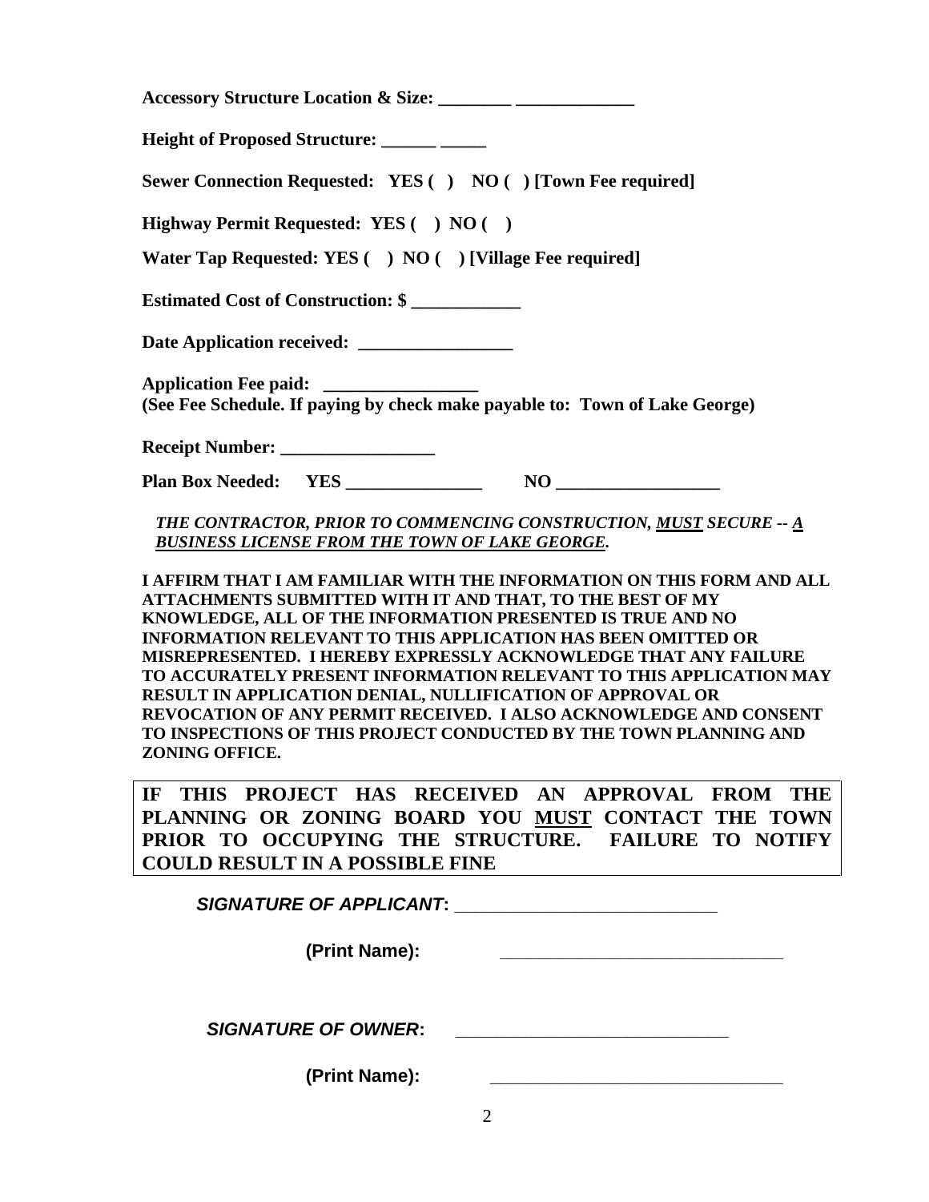**Accessory Structure Location & Size: ________ _____________**

**Height of Proposed Structure: ______ _____**

**Sewer Connection Requested: YES ( ) NO ( ) [Town Fee required]**

**Highway Permit Requested: YES ( ) NO ( )**

**Water Tap Requested: YES ( ) NO ( ) [Village Fee required]**

**Estimated Cost of Construction: $ ____________**

**Date Application received: _________________**

**Application Fee paid: _________________**
**(See Fee Schedule. If paying by check make payable to: Town of Lake George)**

**Receipt Number: _________________**

**Plan Box Needed: YES _______________ NO __________________**

***THE CONTRACTOR, PRIOR TO COMMENCING CONSTRUCTION, MUST SECURE -- A BUSINESS LICENSE FROM THE TOWN OF LAKE GEORGE.***

**I AFFIRM THAT I AM FAMILIAR WITH THE INFORMATION ON THIS FORM AND ALL ATTACHMENTS SUBMITTED WITH IT AND THAT, TO THE BEST OF MY KNOWLEDGE, ALL OF THE INFORMATION PRESENTED IS TRUE AND NO INFORMATION RELEVANT TO THIS APPLICATION HAS BEEN OMITTED OR MISREPRESENTED. I HEREBY EXPRESSLY ACKNOWLEDGE THAT ANY FAILURE TO ACCURATELY PRESENT INFORMATION RELEVANT TO THIS APPLICATION MAY RESULT IN APPLICATION DENIAL, NULLIFICATION OF APPROVAL OR REVOCATION OF ANY PERMIT RECEIVED. I ALSO ACKNOWLEDGE AND CONSENT TO INSPECTIONS OF THIS PROJECT CONDUCTED BY THE TOWN PLANNING AND ZONING OFFICE.**

**IF THIS PROJECT HAS RECEIVED AN APPROVAL FROM THE PLANNING OR ZONING BOARD YOU MUST CONTACT THE TOWN PRIOR TO OCCUPYING THE STRUCTURE. FAILURE TO NOTIFY COULD RESULT IN A POSSIBLE FINE**

***SIGNATURE OF APPLICANT*: ___________________________**

**(Print Name):** ______________________________

***SIGNATURE OF OWNER*:** _____________________________

**(Print Name):** _______________________________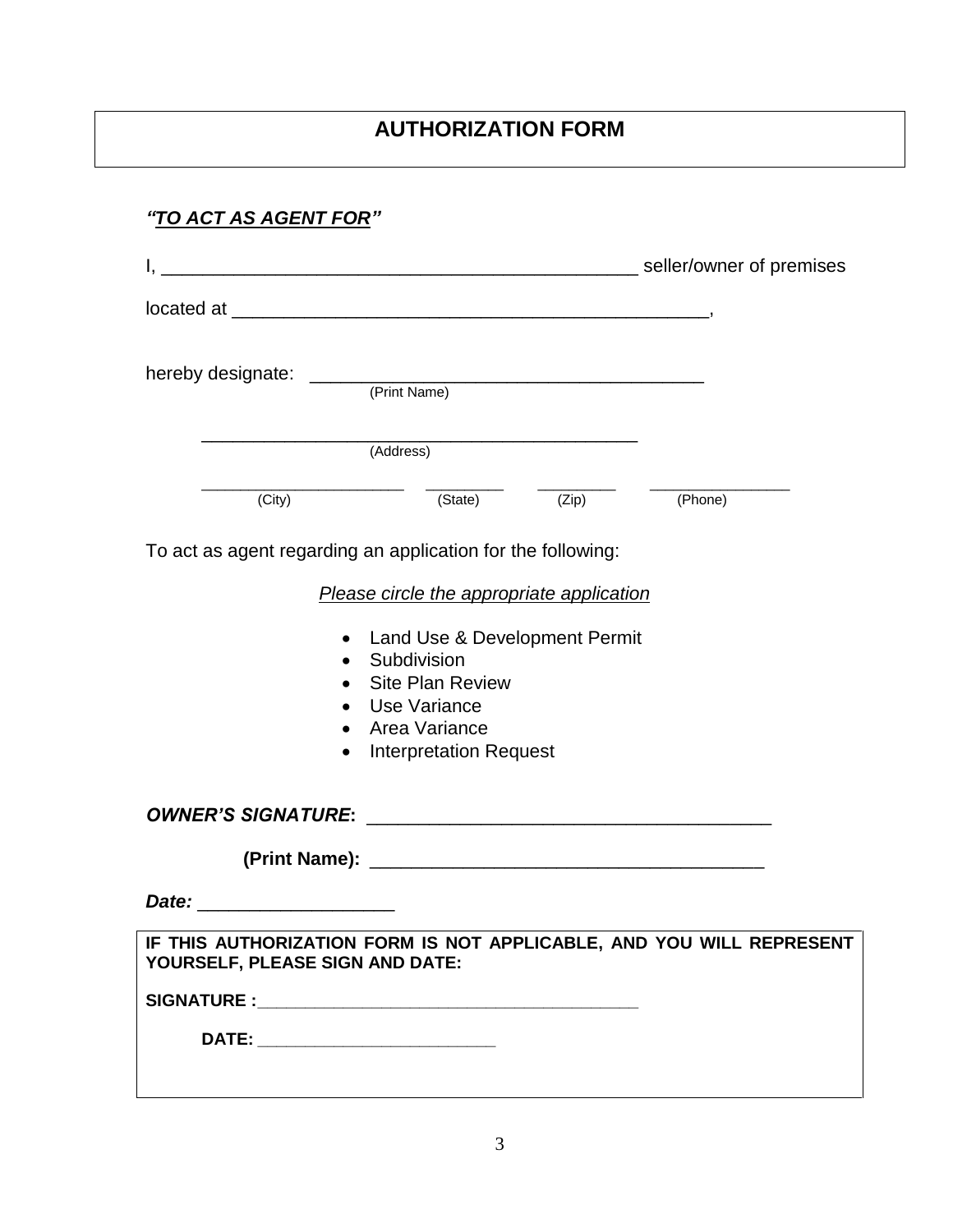# AUTHORIZATION FORM

***"TO ACT AS AGENT FOR"***

I, _______________________________________________ seller/owner of premises

located at ________________________________________________,

hereby designate: _______________________________________
(Print Name)

____________________________________________
(Address)

______________________ ________ ________ _______________
(City) (State) (Zip) (Phone)

To act as agent regarding an application for the following:

*Please circle the appropriate application*

- Land Use & Development Permit
- Subdivision
- Site Plan Review
- Use Variance
- Area Variance
- Interpretation Request

***OWNER'S SIGNATURE*:** ________________________________________

**(Print Name):** _______________________________________

***Date:*** ___________________

**IF THIS AUTHORIZATION FORM IS NOT APPLICABLE, AND YOU WILL REPRESENT YOURSELF, PLEASE SIGN AND DATE:**

**SIGNATURE :**_______________________________________

**DATE:** _________________________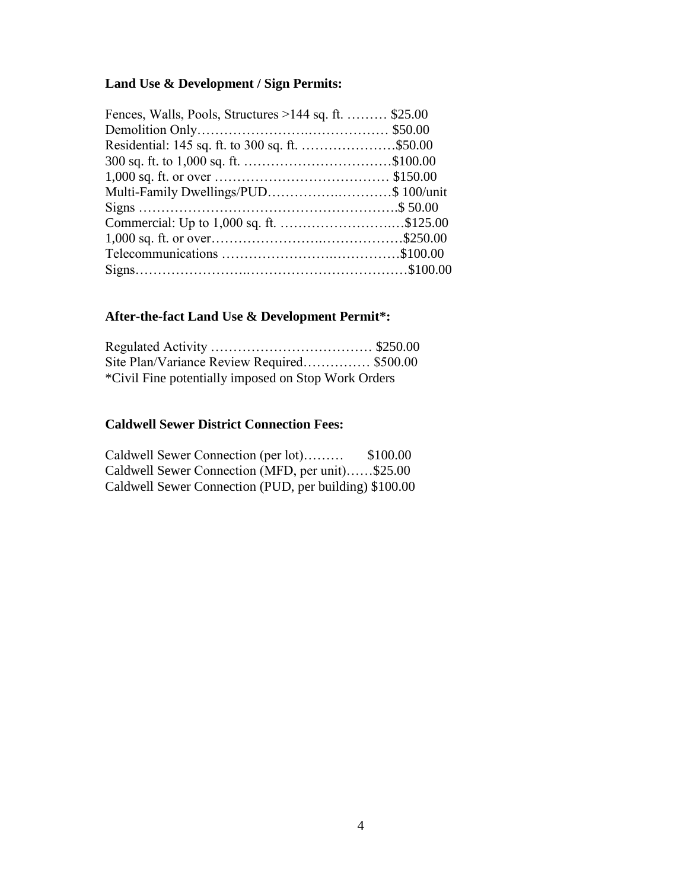**Land Use & Development / Sign Permits:**

Fences, Walls, Pools, Structures >144 sq. ft. ……… $25.00
Demolition Only……………………..……………… $50.00
Residential: 145 sq. ft. to 300 sq. ft. …………………$50.00
300 sq. ft. to 1,000 sq. ft. ……………………………$100.00
1,000 sq. ft. or over ………………………………… $150.00
Multi-Family Dwellings/PUD…………..…………$ 100/unit
Signs ………………………………………………..$ 50.00
Commercial: Up to 1,000 sq. ft. ……………………..…$125.00
1,000 sq. ft. or over…………………….………………$250.00
Telecommunications …………………..……………$100.00
Signs……………………..……………………………$100.00

**After-the-fact Land Use & Development Permit*:**

Regulated Activity ……………………………… $250.00
Site Plan/Variance Review Required…………… $500.00
*Civil Fine potentially imposed on Stop Work Orders

**Caldwell Sewer District Connection Fees:**

Caldwell Sewer Connection (per lot)……… $100.00
Caldwell Sewer Connection (MFD, per unit)……$25.00
Caldwell Sewer Connection (PUD, per building) $100.00